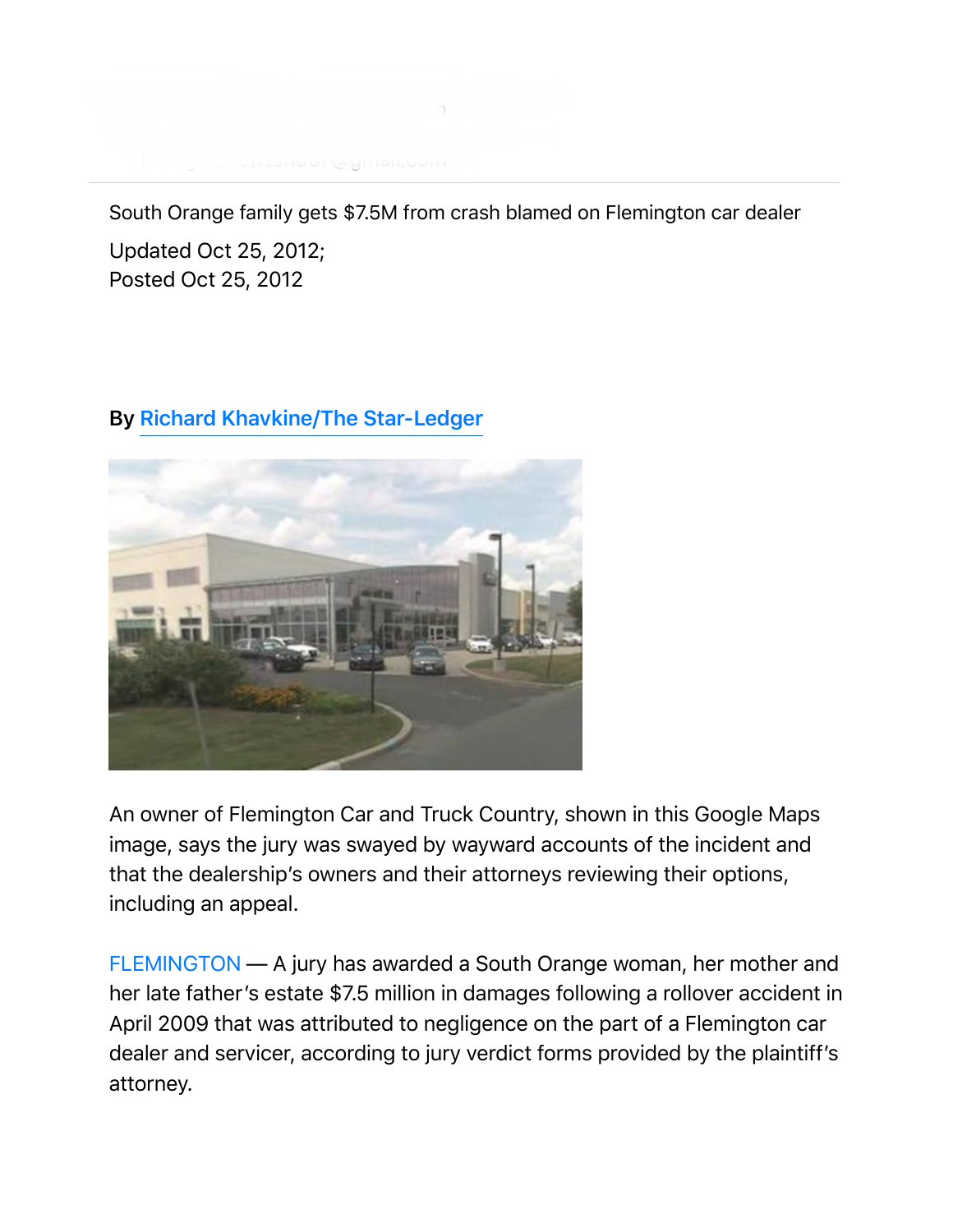South Orange family gets $7.5M from crash blamed on Flemington car dealer

Updated Oct 25, 2012;
Posted Oct 25, 2012

**By Richard Khavkine/The Star-Ledger**

An owner of Flemington Car and Truck Country, shown in this Google Maps image, says the jury was swayed by wayward accounts of the incident and that the dealership's owners and their attorneys reviewing their options, including an appeal.

FLEMINGTON — A jury has awarded a South Orange woman, her mother and her late father's estate $7.5 million in damages following a rollover accident in April 2009 that was attributed to negligence on the part of a Flemington car dealer and servicer, according to jury verdict forms provided by the plaintiff's attorney.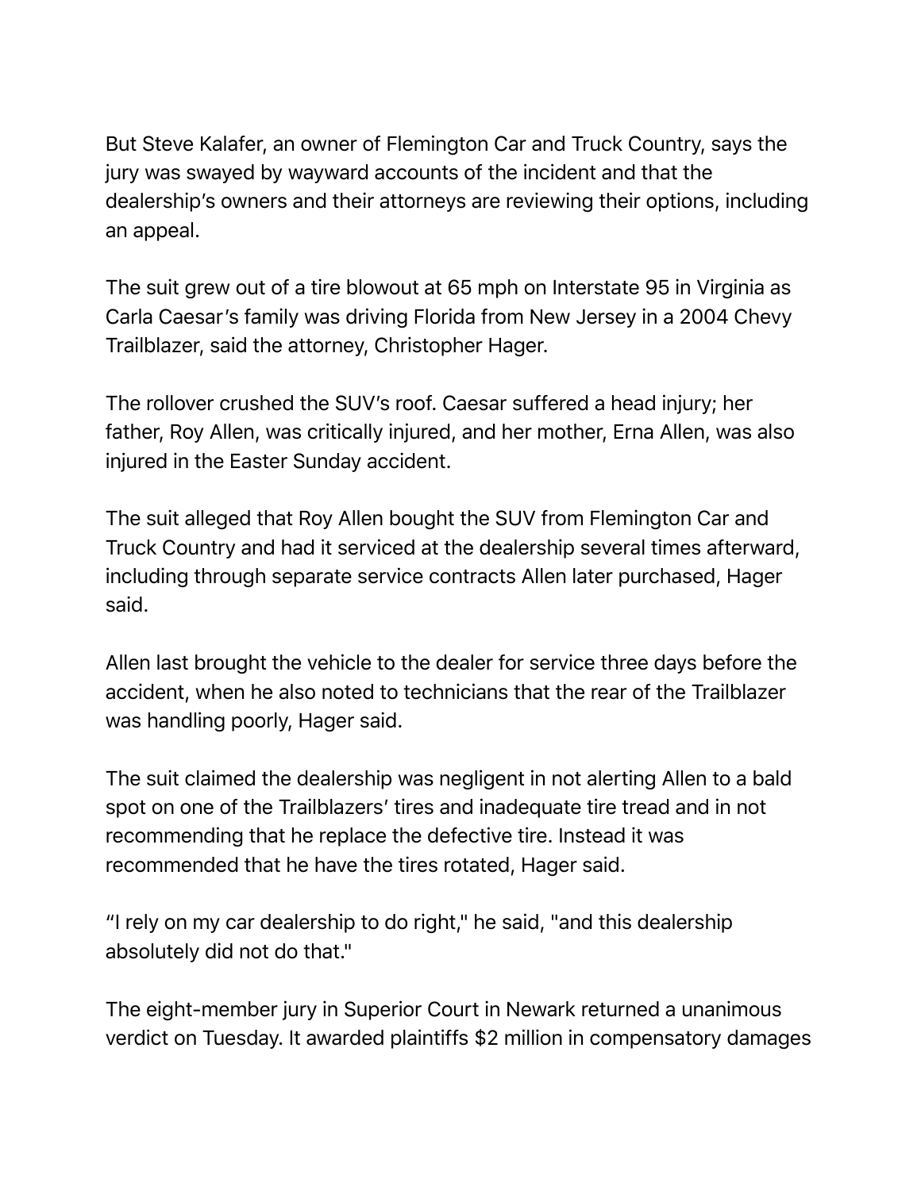But Steve Kalafer, an owner of Flemington Car and Truck Country, says the jury was swayed by wayward accounts of the incident and that the dealership's owners and their attorneys are reviewing their options, including an appeal.

The suit grew out of a tire blowout at 65 mph on Interstate 95 in Virginia as Carla Caesar's family was driving Florida from New Jersey in a 2004 Chevy Trailblazer, said the attorney, Christopher Hager.

The rollover crushed the SUV's roof. Caesar suffered a head injury; her father, Roy Allen, was critically injured, and her mother, Erna Allen, was also injured in the Easter Sunday accident.

The suit alleged that Roy Allen bought the SUV from Flemington Car and Truck Country and had it serviced at the dealership several times afterward, including through separate service contracts Allen later purchased, Hager said.

Allen last brought the vehicle to the dealer for service three days before the accident, when he also noted to technicians that the rear of the Trailblazer was handling poorly, Hager said.

The suit claimed the dealership was negligent in not alerting Allen to a bald spot on one of the Trailblazers' tires and inadequate tire tread and in not recommending that he replace the defective tire. Instead it was recommended that he have the tires rotated, Hager said.

"I rely on my car dealership to do right," he said, "and this dealership absolutely did not do that."

The eight-member jury in Superior Court in Newark returned a unanimous verdict on Tuesday. It awarded plaintiffs $2 million in compensatory damages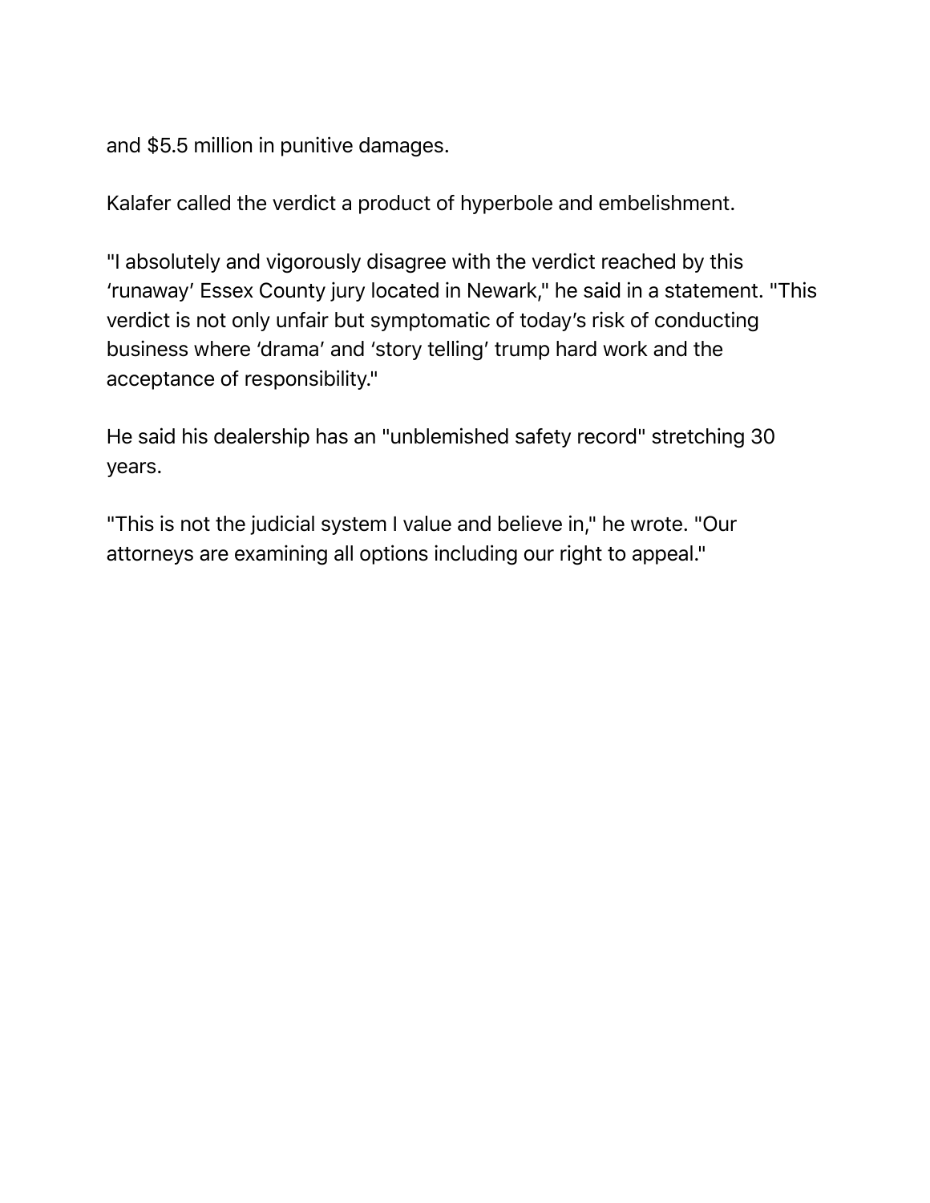and $5.5 million in punitive damages.

Kalafer called the verdict a product of hyperbole and embelishment.

"I absolutely and vigorously disagree with the verdict reached by this ‘runaway’ Essex County jury located in Newark," he said in a statement. "This verdict is not only unfair but symptomatic of today’s risk of conducting business where ‘drama’ and ‘story telling’ trump hard work and the acceptance of responsibility."

He said his dealership has an "unblemished safety record" stretching 30 years.

"This is not the judicial system I value and believe in," he wrote. "Our attorneys are examining all options including our right to appeal."